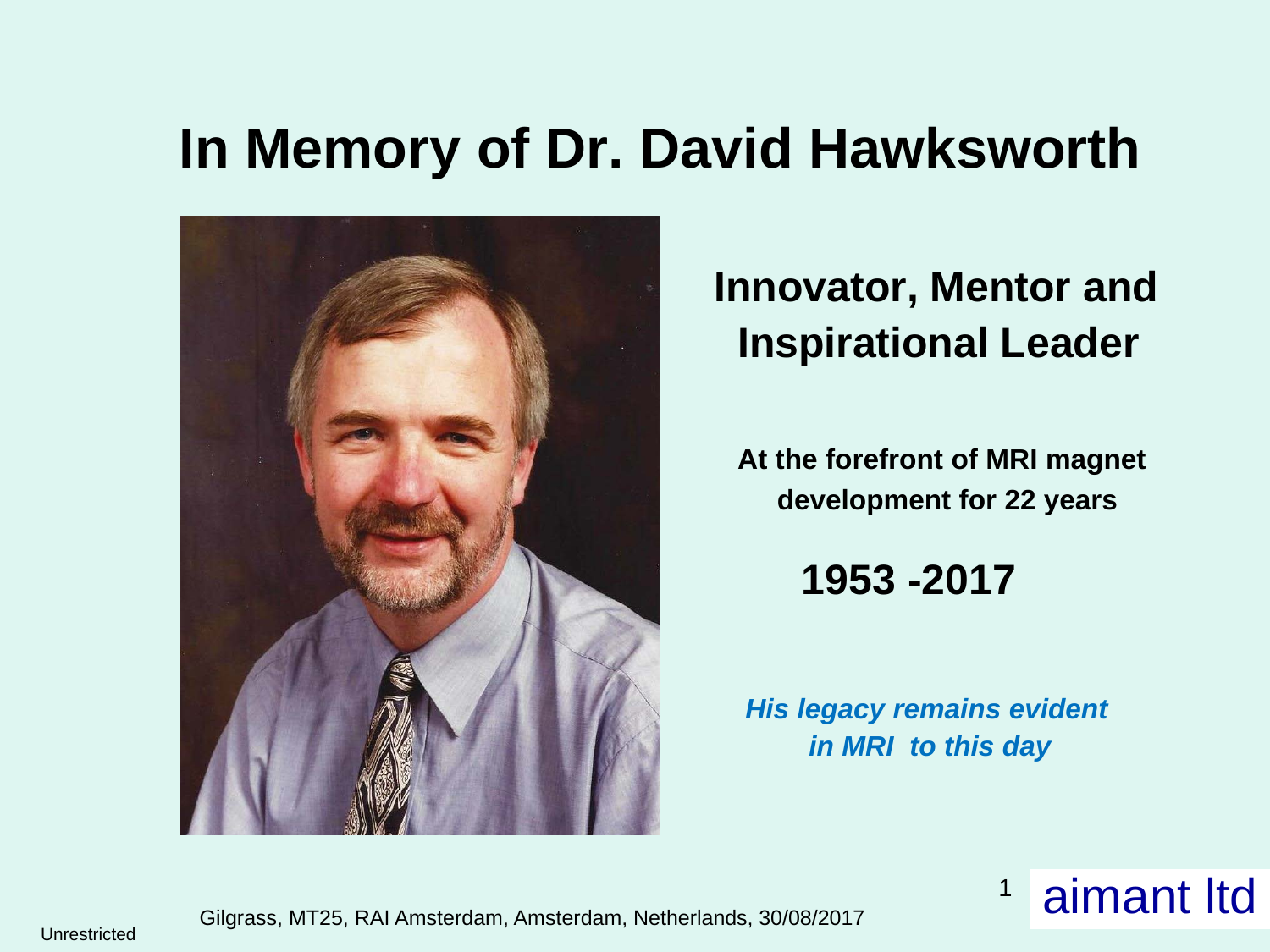# In Memory of Dr. David Hawksworth

## Innovator, Mentor and Inspirational Leader

**At the forefront of MRI magnet development for 22 years**

**1953 -2017**

***His legacy remains evident in MRI to this day***

Gilgrass, MT25, RAI Amsterdam, Amsterdam, Netherlands, 30/08/2017

aimant ltd

Unrestricted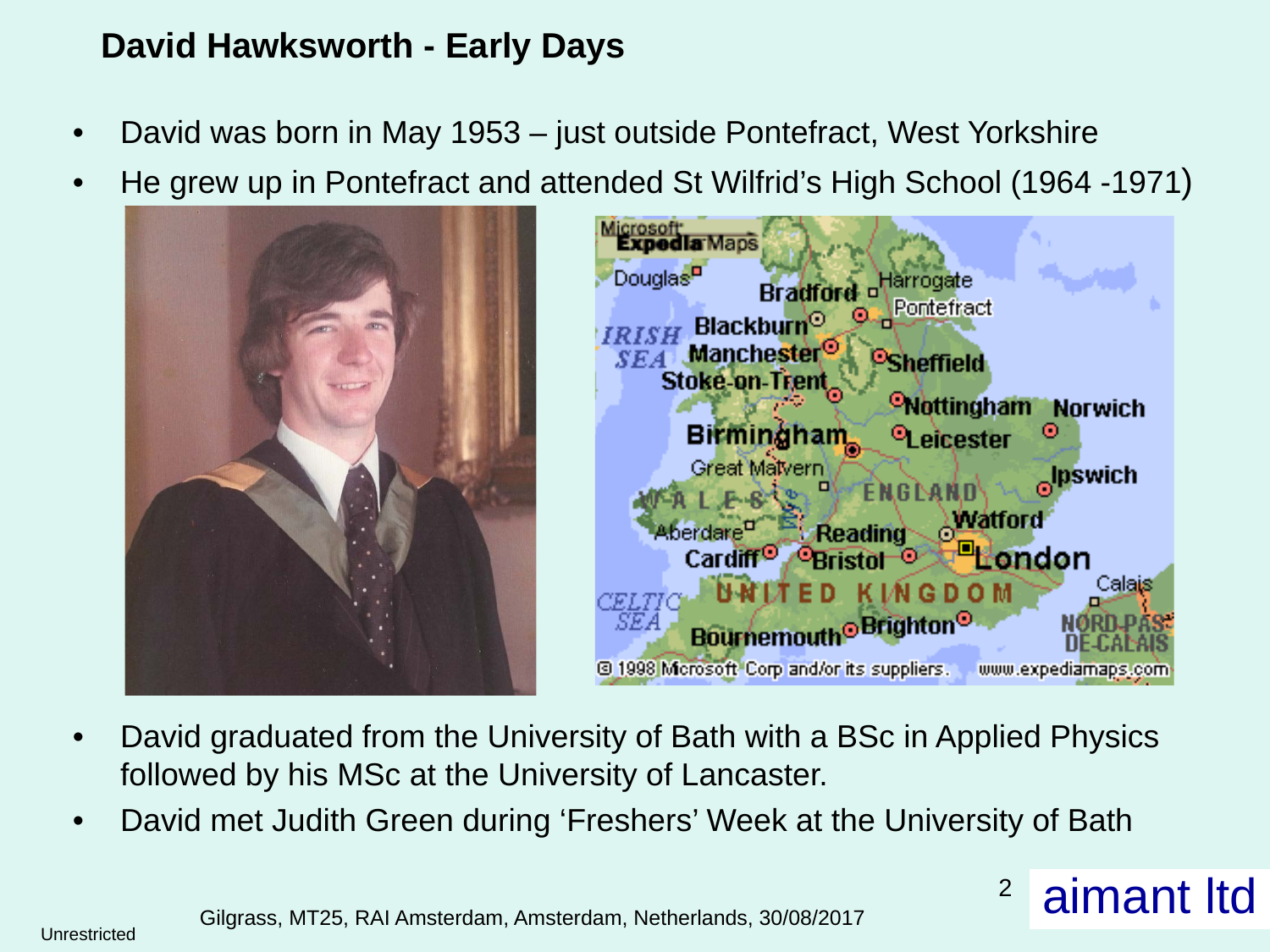## David Hawksworth - Early Days

- David was born in May 1953 – just outside Pontefract, West Yorkshire
- He grew up in Pontefract and attended St Wilfrid's High School (1964 -1971)

- David graduated from the University of Bath with a BSc in Applied Physics followed by his MSc at the University of Lancaster.
- David met Judith Green during 'Freshers' Week at the University of Bath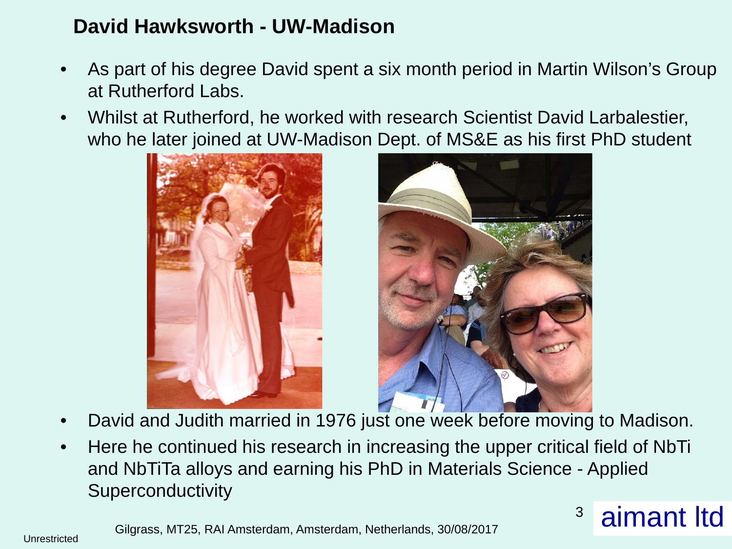## David Hawksworth - UW-Madison

- As part of his degree David spent a six month period in Martin Wilson's Group at Rutherford Labs.
- Whilst at Rutherford, he worked with research Scientist David Larbalestier, who he later joined at UW-Madison Dept. of MS&E as his first PhD student
- David and Judith married in 1976 just one week before moving to Madison.
- Here he continued his research in increasing the upper critical field of NbTi and NbTiTa alloys and earning his PhD in Materials Science - Applied Superconductivity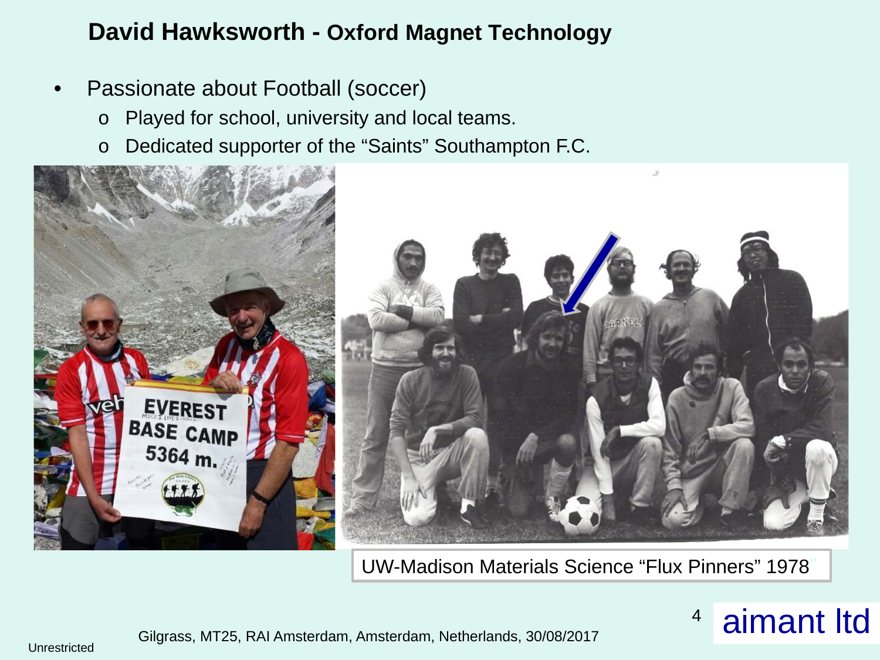## David Hawksworth - Oxford Magnet Technology

- Passionate about Football (soccer)
  - Played for school, university and local teams.
  - Dedicated supporter of the “Saints” Southampton F.C.

UW-Madison Materials Science “Flux Pinners” 1978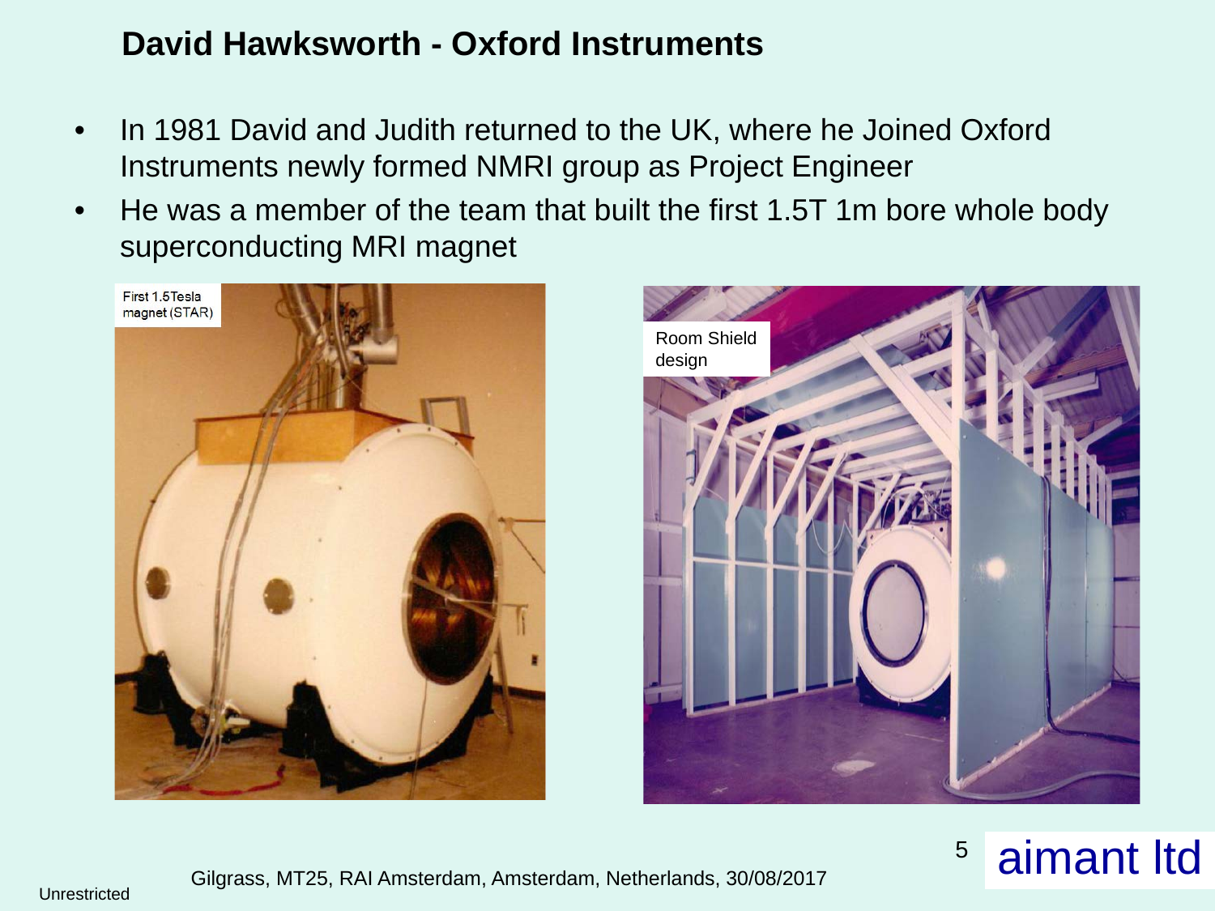## David Hawksworth - Oxford Instruments

- In 1981 David and Judith returned to the UK, where he Joined Oxford Instruments newly formed NMRI group as Project Engineer
- He was a member of the team that built the first 1.5T 1m bore whole body superconducting MRI magnet

First 1.5Tesla magnet (STAR)

Room Shield design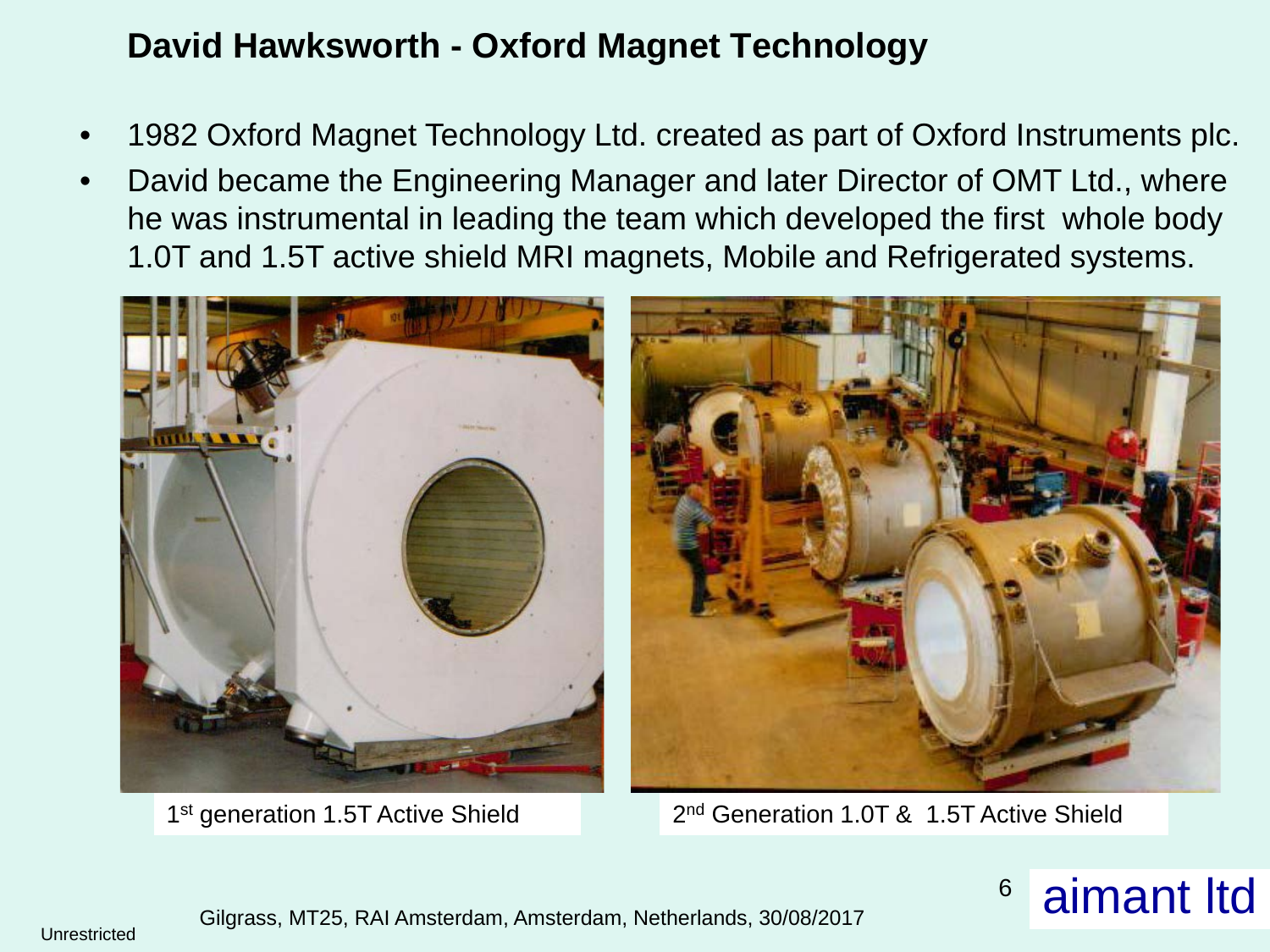# David Hawksworth - Oxford Magnet Technology

- 1982 Oxford Magnet Technology Ltd. created as part of Oxford Instruments plc.
- David became the Engineering Manager and later Director of OMT Ltd., where he was instrumental in leading the team which developed the first whole body 1.0T and 1.5T active shield MRI magnets, Mobile and Refrigerated systems.

1st generation 1.5T Active Shield

2nd Generation 1.0T & 1.5T Active Shield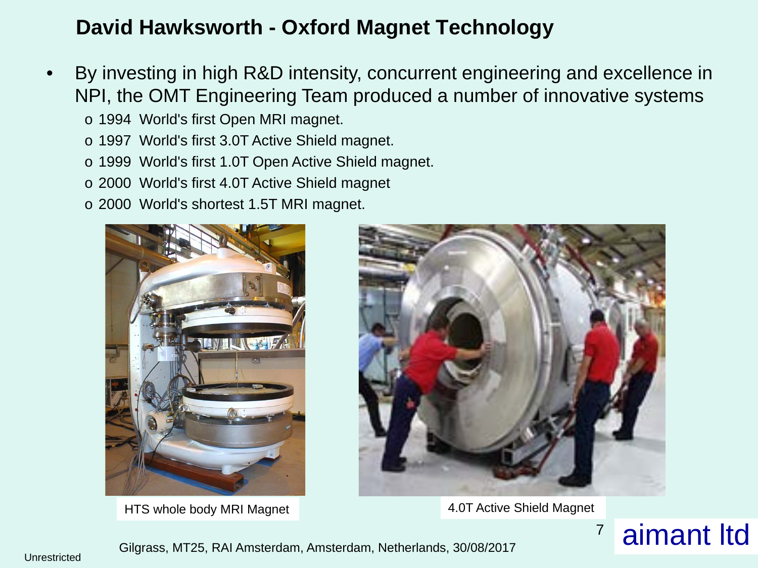## David Hawksworth - Oxford Magnet Technology

- By investing in high R&D intensity, concurrent engineering and excellence in NPI, the OMT Engineering Team produced a number of innovative systems
  - 1994 World's first Open MRI magnet.
  - 1997 World's first 3.0T Active Shield magnet.
  - 1999 World's first 1.0T Open Active Shield magnet.
  - 2000 World's first 4.0T Active Shield magnet
  - 2000 World's shortest 1.5T MRI magnet.

HTS whole body MRI Magnet

4.0T Active Shield Magnet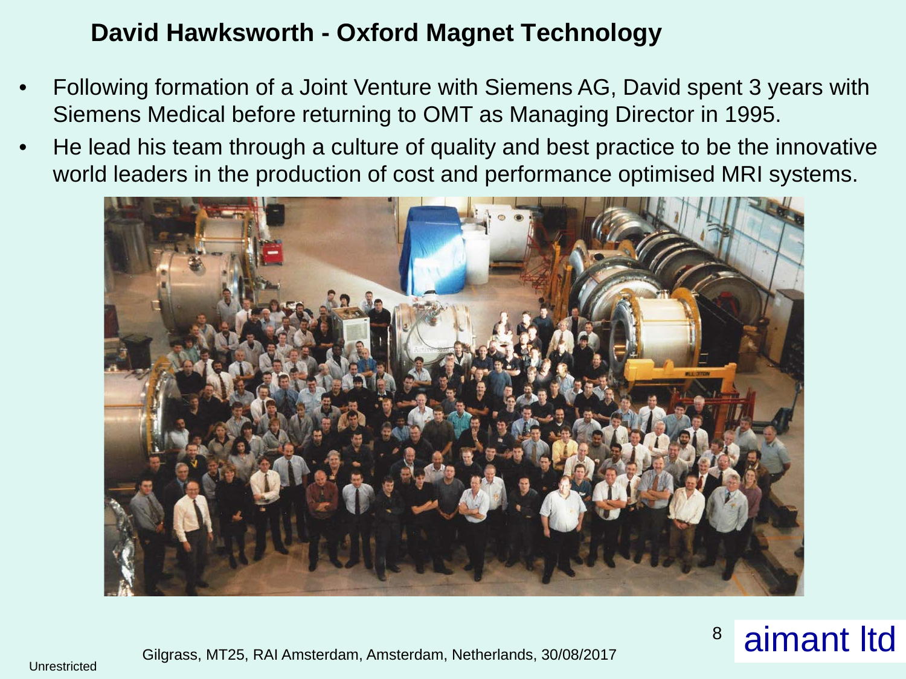## David Hawksworth - Oxford Magnet Technology

- Following formation of a Joint Venture with Siemens AG, David spent 3 years with Siemens Medical before returning to OMT as Managing Director in 1995.
- He lead his team through a culture of quality and best practice to be the innovative world leaders in the production of cost and performance optimised MRI systems.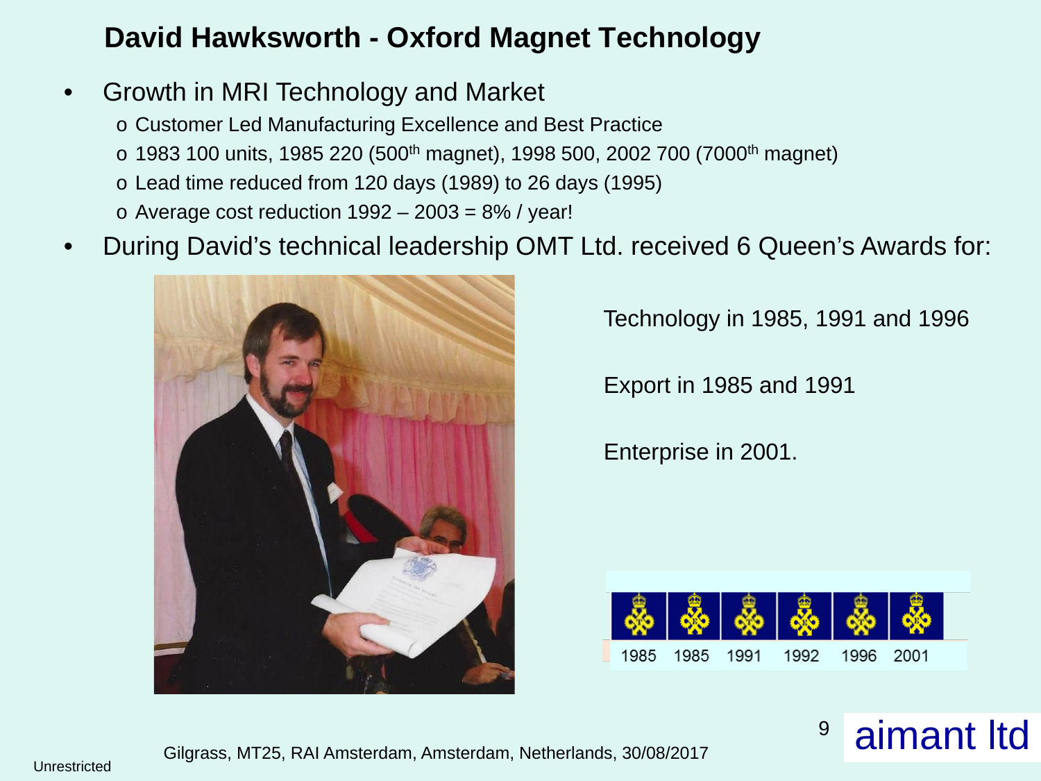# David Hawksworth - Oxford Magnet Technology

- Growth in MRI Technology and Market
  - Customer Led Manufacturing Excellence and Best Practice
  - 1983 100 units, 1985 220 (500th magnet), 1998 500, 2002 700 (7000th magnet)
  - Lead time reduced from 120 days (1989) to 26 days (1995)
  - Average cost reduction 1992 – 2003 = 8% / year!
- During David's technical leadership OMT Ltd. received 6 Queen's Awards for:

Technology in 1985, 1991 and 1996

Export in 1985 and 1991

Enterprise in 2001.

1985 1985 1991 1992 1996 2001

Gilgrass, MT25, RAI Amsterdam, Amsterdam, Netherlands, 30/08/2017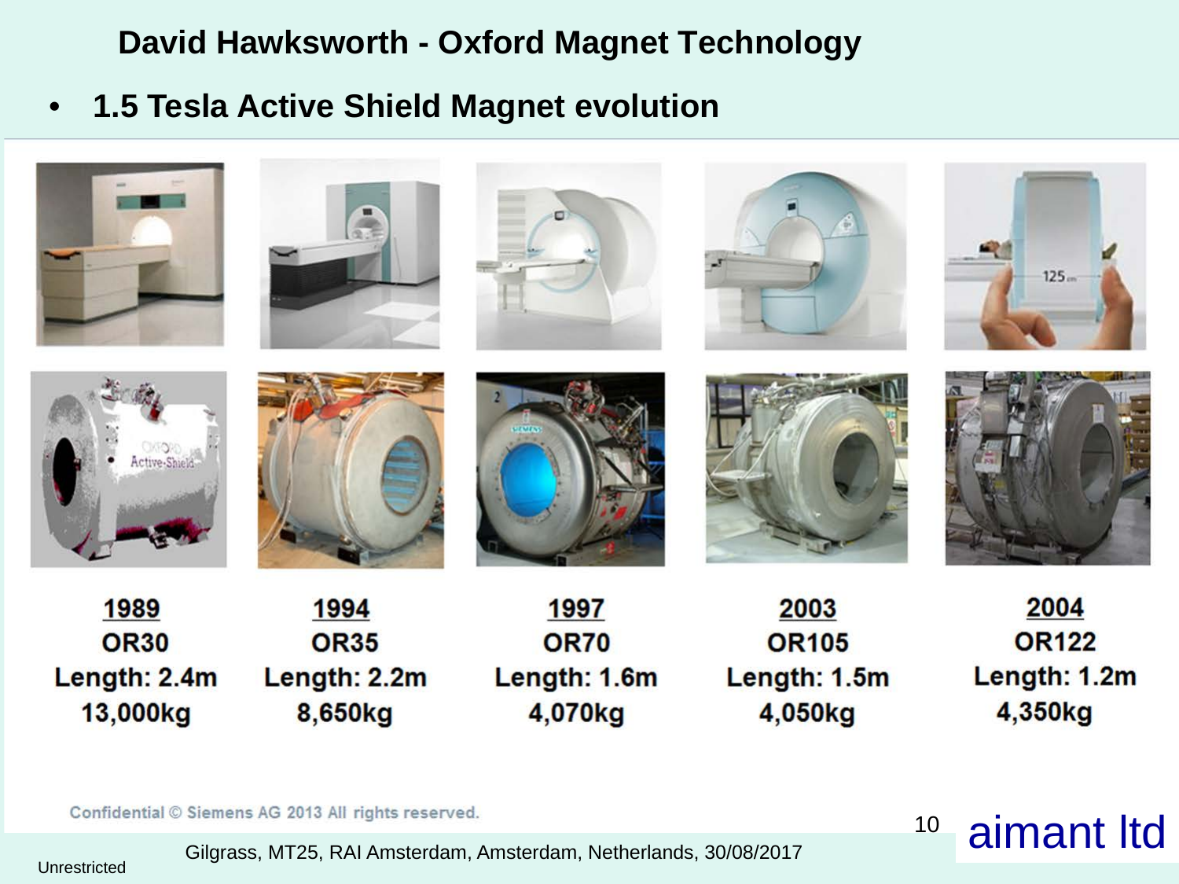# David Hawksworth - Oxford Magnet Technology

- **1.5 Tesla Active Shield Magnet evolution**

| 1989 | 1994 | 1997 | 2003 | 2004 |
|---|---|---|---|---|
| OR30 | OR35 | OR70 | OR105 | OR122 |
| Length: 2.4m | Length: 2.2m | Length: 1.6m | Length: 1.5m | Length: 1.2m |
| 13,000kg | 8,650kg | 4,070kg | 4,050kg | 4,350kg |

Confidential © Siemens AG 2013 All rights reserved.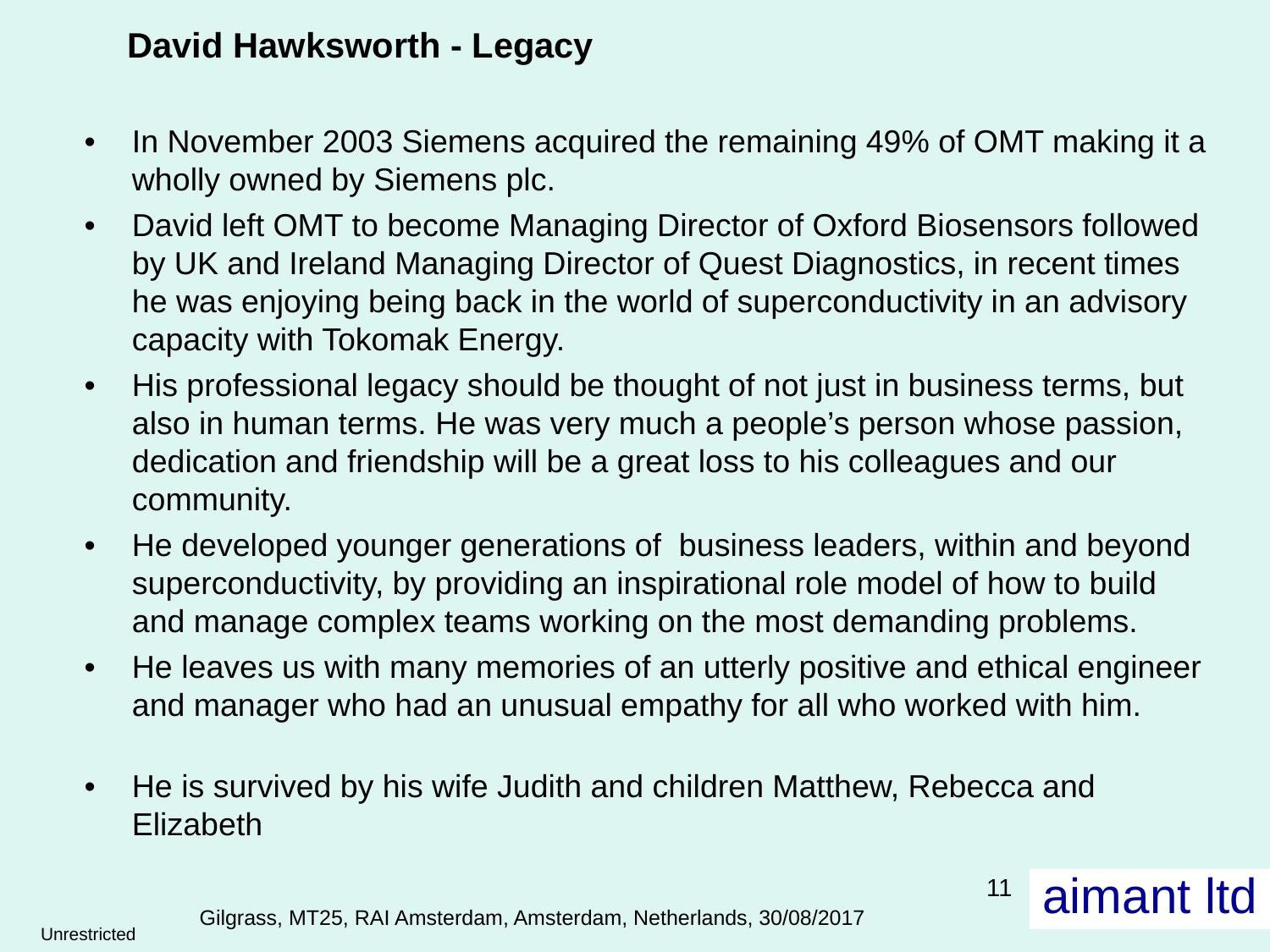## David Hawksworth - Legacy

- In November 2003 Siemens acquired the remaining 49% of OMT making it a wholly owned by Siemens plc.
- David left OMT to become Managing Director of Oxford Biosensors followed by UK and Ireland Managing Director of Quest Diagnostics, in recent times he was enjoying being back in the world of superconductivity in an advisory capacity with Tokomak Energy.
- His professional legacy should be thought of not just in business terms, but also in human terms. He was very much a people's person whose passion, dedication and friendship will be a great loss to his colleagues and our community.
- He developed younger generations of business leaders, within and beyond superconductivity, by providing an inspirational role model of how to build and manage complex teams working on the most demanding problems.
- He leaves us with many memories of an utterly positive and ethical engineer and manager who had an unusual empathy for all who worked with him.
- He is survived by his wife Judith and children Matthew, Rebecca and Elizabeth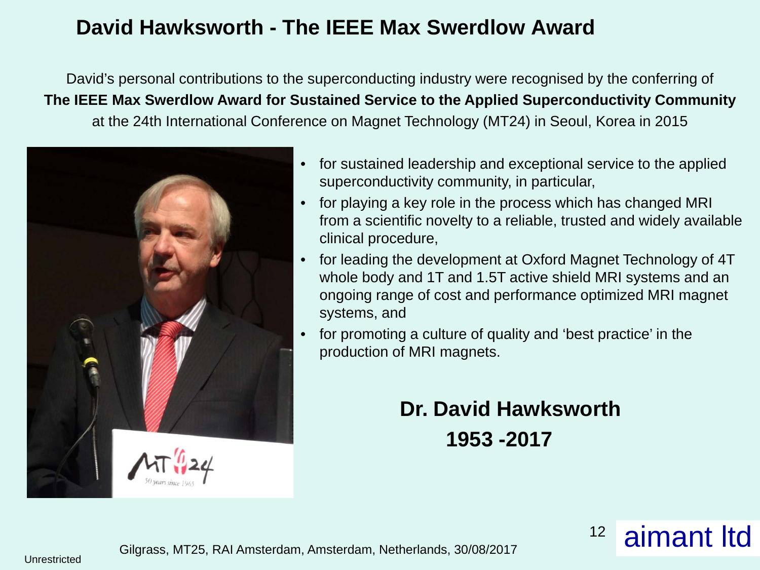# David Hawksworth - The IEEE Max Swerdlow Award

David's personal contributions to the superconducting industry were recognised by the conferring of **The IEEE Max Swerdlow Award for Sustained Service to the Applied Superconductivity Community** at the 24th International Conference on Magnet Technology (MT24) in Seoul, Korea in 2015

- for sustained leadership and exceptional service to the applied superconductivity community, in particular,
- for playing a key role in the process which has changed MRI from a scientific novelty to a reliable, trusted and widely available clinical procedure,
- for leading the development at Oxford Magnet Technology of 4T whole body and 1T and 1.5T active shield MRI systems and an ongoing range of cost and performance optimized MRI magnet systems, and
- for promoting a culture of quality and 'best practice' in the production of MRI magnets.

**Dr. David Hawksworth**

**1953 -2017**